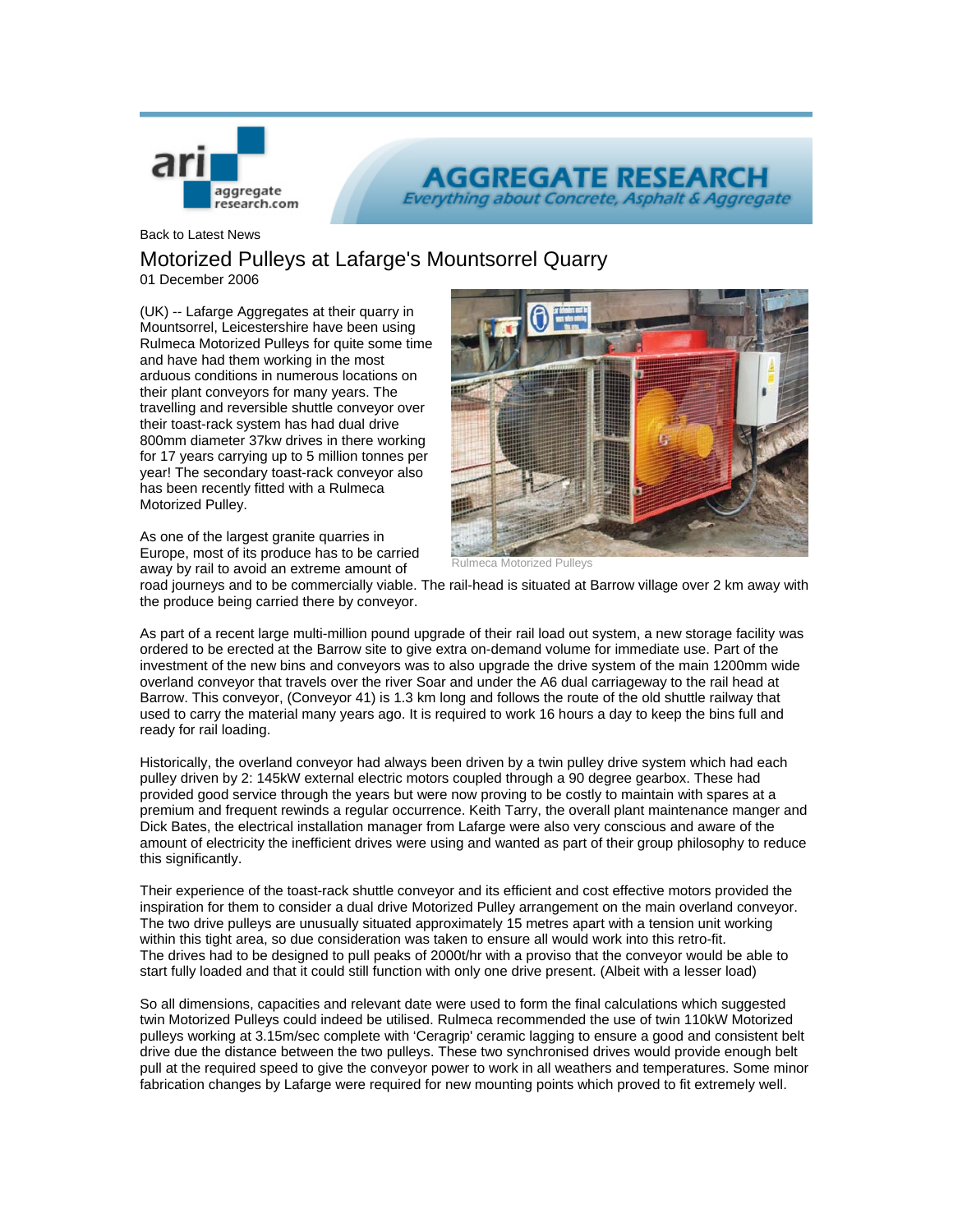Back to Latest News

# Motorized Pulleys at Lafarge's Mountsorrel Quarry

01 December 2006

(UK) -- Lafarge Aggregates at their quarry in Mountsorrel, Leicestershire have been using Rulmeca Motorized Pulleys for quite some time and have had them working in the most arduous conditions in numerous locations on their plant conveyors for many years. The travelling and reversible shuttle conveyor over their toast-rack system has had dual drive 800mm diameter 37kw drives in there working for 17 years carrying up to 5 million tonnes per year! The secondary toast-rack conveyor also has been recently fitted with a Rulmeca Motorized Pulley.

Rulmeca Motorized Pulleys

As one of the largest granite quarries in Europe, most of its produce has to be carried away by rail to avoid an extreme amount of road journeys and to be commercially viable. The rail-head is situated at Barrow village over 2 km away with the produce being carried there by conveyor.

As part of a recent large multi-million pound upgrade of their rail load out system, a new storage facility was ordered to be erected at the Barrow site to give extra on-demand volume for immediate use. Part of the investment of the new bins and conveyors was to also upgrade the drive system of the main 1200mm wide overland conveyor that travels over the river Soar and under the A6 dual carriageway to the rail head at Barrow. This conveyor, (Conveyor 41) is 1.3 km long and follows the route of the old shuttle railway that used to carry the material many years ago. It is required to work 16 hours a day to keep the bins full and ready for rail loading.

Historically, the overland conveyor had always been driven by a twin pulley drive system which had each pulley driven by 2: 145kW external electric motors coupled through a 90 degree gearbox. These had provided good service through the years but were now proving to be costly to maintain with spares at a premium and frequent rewinds a regular occurrence. Keith Tarry, the overall plant maintenance manger and Dick Bates, the electrical installation manager from Lafarge were also very conscious and aware of the amount of electricity the inefficient drives were using and wanted as part of their group philosophy to reduce this significantly.

Their experience of the toast-rack shuttle conveyor and its efficient and cost effective motors provided the inspiration for them to consider a dual drive Motorized Pulley arrangement on the main overland conveyor. The two drive pulleys are unusually situated approximately 15 metres apart with a tension unit working within this tight area, so due consideration was taken to ensure all would work into this retro-fit.
The drives had to be designed to pull peaks of 2000t/hr with a proviso that the conveyor would be able to start fully loaded and that it could still function with only one drive present. (Albeit with a lesser load)

So all dimensions, capacities and relevant date were used to form the final calculations which suggested twin Motorized Pulleys could indeed be utilised. Rulmeca recommended the use of twin 110kW Motorized pulleys working at 3.15m/sec complete with 'Ceragrip' ceramic lagging to ensure a good and consistent belt drive due the distance between the two pulleys. These two synchronised drives would provide enough belt pull at the required speed to give the conveyor power to work in all weathers and temperatures. Some minor fabrication changes by Lafarge were required for new mounting points which proved to fit extremely well.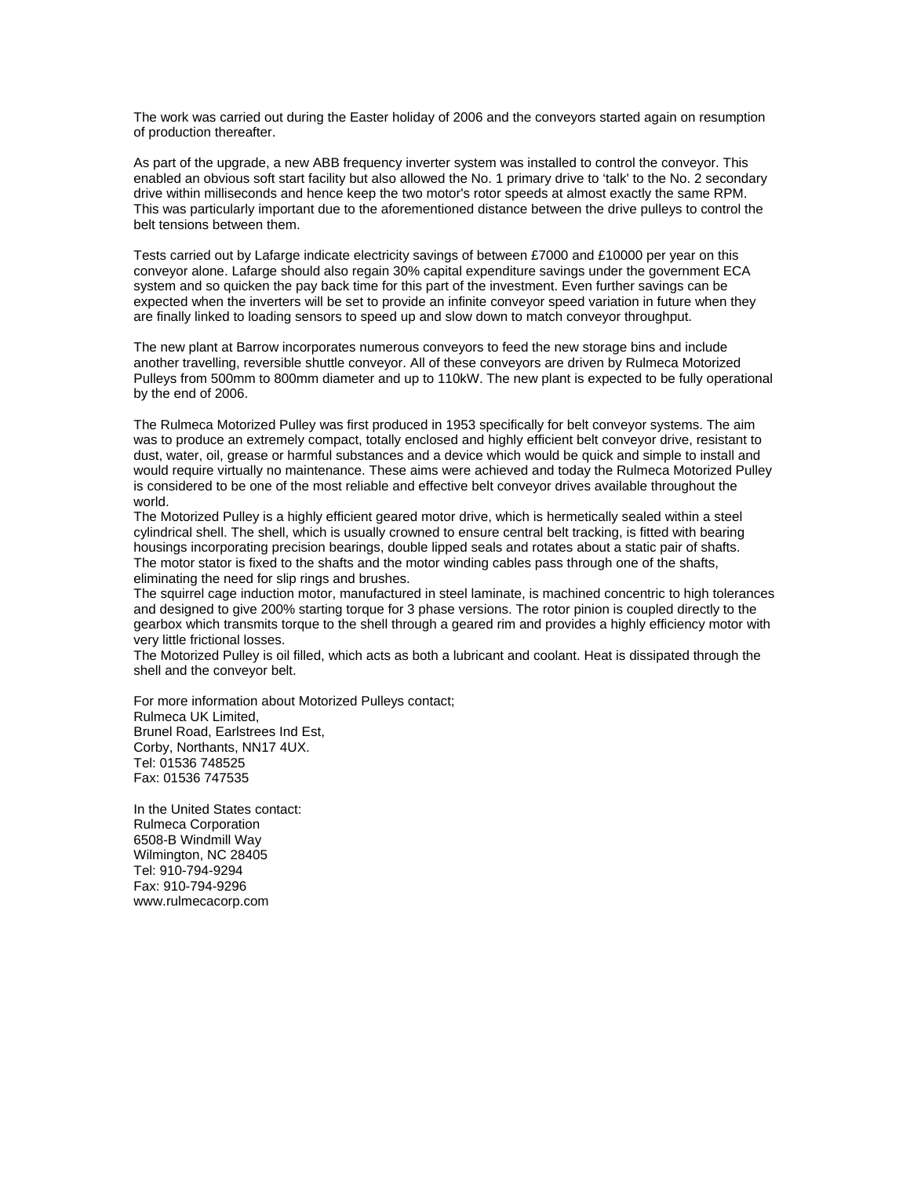The work was carried out during the Easter holiday of 2006 and the conveyors started again on resumption of production thereafter.

As part of the upgrade, a new ABB frequency inverter system was installed to control the conveyor. This enabled an obvious soft start facility but also allowed the No. 1 primary drive to 'talk' to the No. 2 secondary drive within milliseconds and hence keep the two motor's rotor speeds at almost exactly the same RPM. This was particularly important due to the aforementioned distance between the drive pulleys to control the belt tensions between them.

Tests carried out by Lafarge indicate electricity savings of between £7000 and £10000 per year on this conveyor alone. Lafarge should also regain 30% capital expenditure savings under the government ECA system and so quicken the pay back time for this part of the investment. Even further savings can be expected when the inverters will be set to provide an infinite conveyor speed variation in future when they are finally linked to loading sensors to speed up and slow down to match conveyor throughput.

The new plant at Barrow incorporates numerous conveyors to feed the new storage bins and include another travelling, reversible shuttle conveyor. All of these conveyors are driven by Rulmeca Motorized Pulleys from 500mm to 800mm diameter and up to 110kW. The new plant is expected to be fully operational by the end of 2006.

The Rulmeca Motorized Pulley was first produced in 1953 specifically for belt conveyor systems. The aim was to produce an extremely compact, totally enclosed and highly efficient belt conveyor drive, resistant to dust, water, oil, grease or harmful substances and a device which would be quick and simple to install and would require virtually no maintenance. These aims were achieved and today the Rulmeca Motorized Pulley is considered to be one of the most reliable and effective belt conveyor drives available throughout the world.

The Motorized Pulley is a highly efficient geared motor drive, which is hermetically sealed within a steel cylindrical shell. The shell, which is usually crowned to ensure central belt tracking, is fitted with bearing housings incorporating precision bearings, double lipped seals and rotates about a static pair of shafts. The motor stator is fixed to the shafts and the motor winding cables pass through one of the shafts, eliminating the need for slip rings and brushes.

The squirrel cage induction motor, manufactured in steel laminate, is machined concentric to high tolerances and designed to give 200% starting torque for 3 phase versions. The rotor pinion is coupled directly to the gearbox which transmits torque to the shell through a geared rim and provides a highly efficiency motor with very little frictional losses.

The Motorized Pulley is oil filled, which acts as both a lubricant and coolant. Heat is dissipated through the shell and the conveyor belt.

For more information about Motorized Pulleys contact;
Rulmeca UK Limited,
Brunel Road, Earlstrees Ind Est,
Corby, Northants, NN17 4UX.
Tel: 01536 748525
Fax: 01536 747535

In the United States contact:
Rulmeca Corporation
6508-B Windmill Way
Wilmington, NC 28405
Tel: 910-794-9294
Fax: 910-794-9296
www.rulmecacorp.com